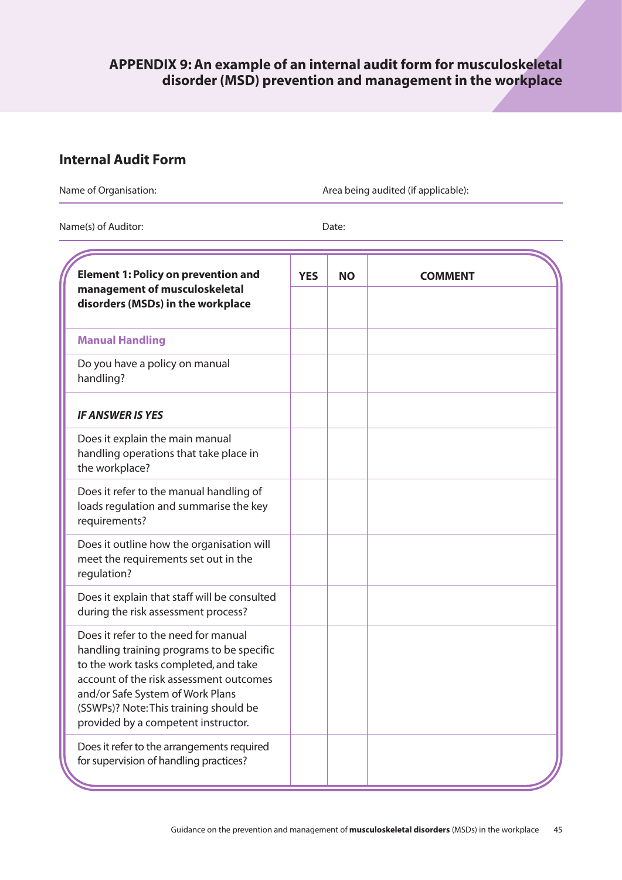# APPENDIX 9: An example of an internal audit form for musculoskeletal disorder (MSD) prevention and management in the workplace

## Internal Audit Form

Name of Organisation: 　　　　　　　　　　Area being audited (if applicable):

Name(s) of Auditor: 　　　　　　　　　　Date:

| **Element 1: Policy on prevention and management of musculoskeletal disorders (MSDs) in the workplace** | **YES** | **NO** | **COMMENT** |
|---|---|---|---|
| **Manual Handling** | | | |
| Do you have a policy on manual handling? | | | |
| ***IF ANSWER IS YES*** | | | |
| Does it explain the main manual handling operations that take place in the workplace? | | | |
| Does it refer to the manual handling of loads regulation and summarise the key requirements? | | | |
| Does it outline how the organisation will meet the requirements set out in the regulation? | | | |
| Does it explain that staff will be consulted during the risk assessment process? | | | |
| Does it refer to the need for manual handling training programs to be specific to the work tasks completed, and take account of the risk assessment outcomes and/or Safe System of Work Plans (SSWPs)? Note: This training should be provided by a competent instructor. | | | |
| Does it refer to the arrangements required for supervision of handling practices? | | | |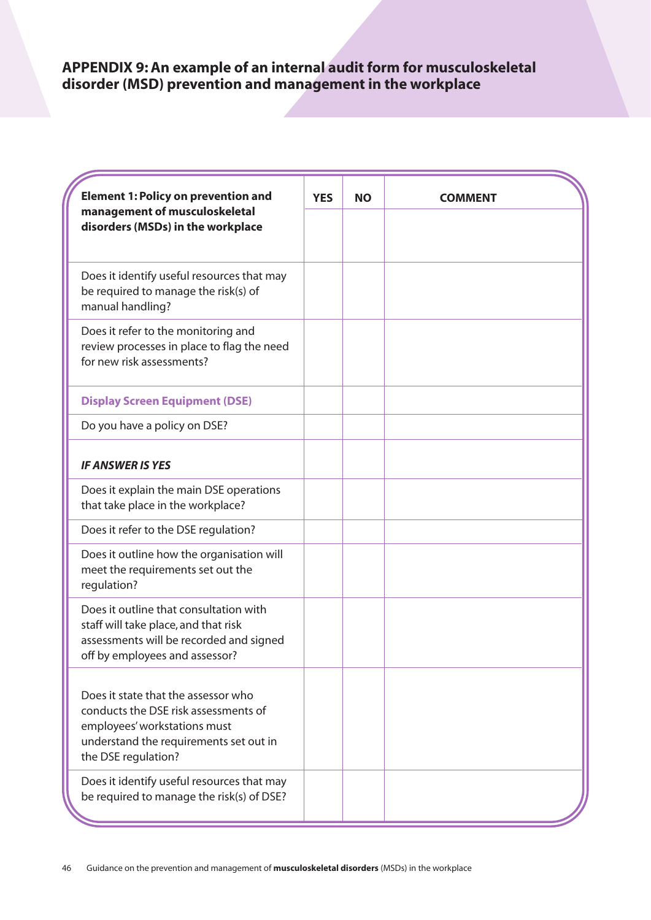## APPENDIX 9: An example of an internal audit form for musculoskeletal disorder (MSD) prevention and management in the workplace

| **Element 1: Policy on prevention and management of musculoskeletal disorders (MSDs) in the workplace** | **YES** | **NO** | **COMMENT** |
|---|---|---|---|
| Does it identify useful resources that may be required to manage the risk(s) of manual handling? | | | |
| Does it refer to the monitoring and review processes in place to flag the need for new risk assessments? | | | |
| **Display Screen Equipment (DSE)** | | | |
| Do you have a policy on DSE? | | | |
| ***IF ANSWER IS YES*** | | | |
| Does it explain the main DSE operations that take place in the workplace? | | | |
| Does it refer to the DSE regulation? | | | |
| Does it outline how the organisation will meet the requirements set out the regulation? | | | |
| Does it outline that consultation with staff will take place, and that risk assessments will be recorded and signed off by employees and assessor? | | | |
| Does it state that the assessor who conducts the DSE risk assessments of employees' workstations must understand the requirements set out in the DSE regulation? | | | |
| Does it identify useful resources that may be required to manage the risk(s) of DSE? | | | |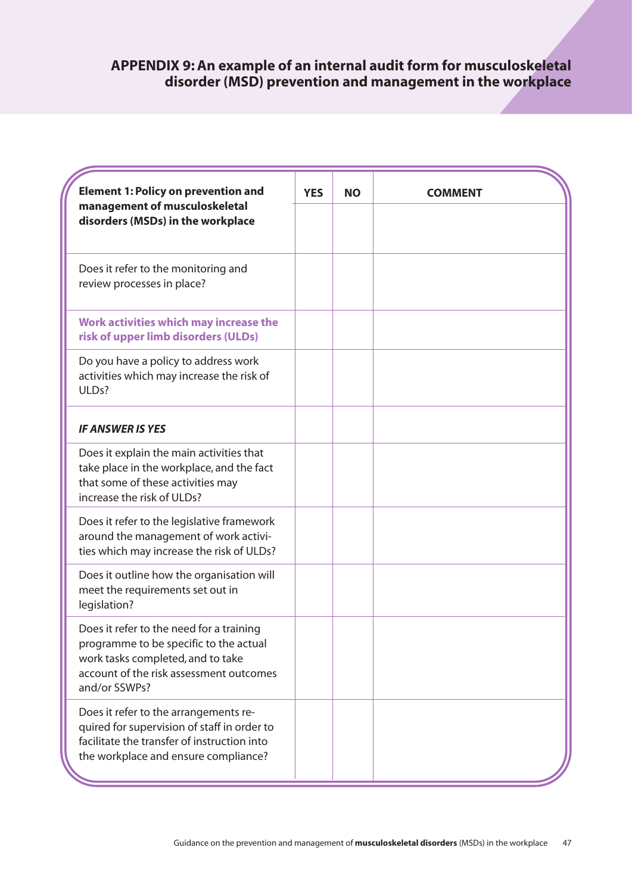## APPENDIX 9: An example of an internal audit form for musculoskeletal disorder (MSD) prevention and management in the workplace

| **Element 1: Policy on prevention and management of musculoskeletal disorders (MSDs) in the workplace** | **YES** | **NO** | **COMMENT** |
|---|---|---|---|
| Does it refer to the monitoring and review processes in place? | | | |
| **Work activities which may increase the risk of upper limb disorders (ULDs)** | | | |
| Do you have a policy to address work activities which may increase the risk of ULDs? | | | |
| ***IF ANSWER IS YES*** | | | |
| Does it explain the main activities that take place in the workplace, and the fact that some of these activities may increase the risk of ULDs? | | | |
| Does it refer to the legislative framework around the management of work activities which may increase the risk of ULDs? | | | |
| Does it outline how the organisation will meet the requirements set out in legislation? | | | |
| Does it refer to the need for a training programme to be specific to the actual work tasks completed, and to take account of the risk assessment outcomes and/or SSWPs? | | | |
| Does it refer to the arrangements required for supervision of staff in order to facilitate the transfer of instruction into the workplace and ensure compliance? | | | |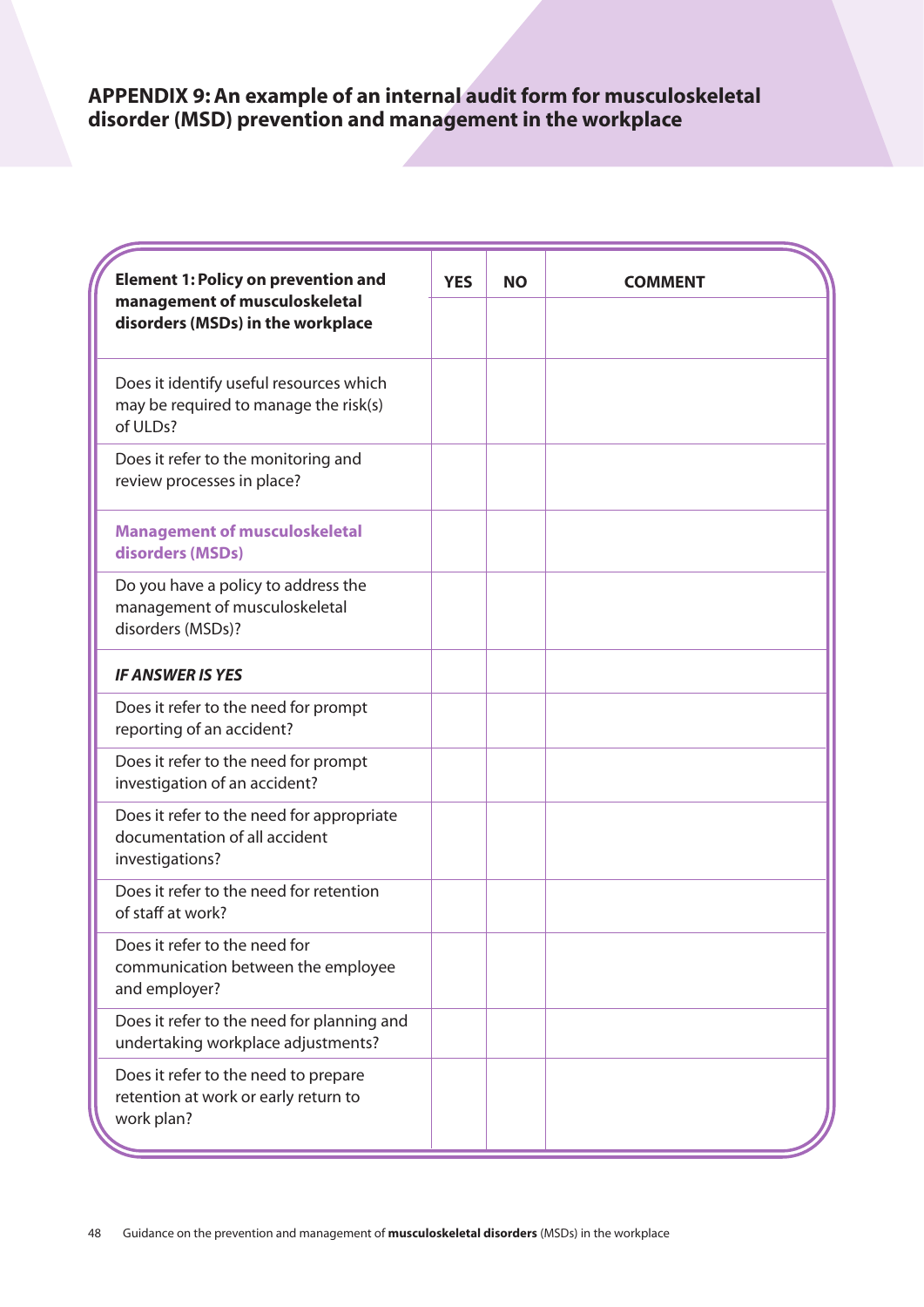## APPENDIX 9: An example of an internal audit form for musculoskeletal disorder (MSD) prevention and management in the workplace

| **Element 1: Policy on prevention and management of musculoskeletal disorders (MSDs) in the workplace** | **YES** | **NO** | **COMMENT** |
|---|---|---|---|
| Does it identify useful resources which may be required to manage the risk(s) of ULDs? | | | |
| Does it refer to the monitoring and review processes in place? | | | |
| **Management of musculoskeletal disorders (MSDs)** | | | |
| Do you have a policy to address the management of musculoskeletal disorders (MSDs)? | | | |
| ***IF ANSWER IS YES*** | | | |
| Does it refer to the need for prompt reporting of an accident? | | | |
| Does it refer to the need for prompt investigation of an accident? | | | |
| Does it refer to the need for appropriate documentation of all accident investigations? | | | |
| Does it refer to the need for retention of staff at work? | | | |
| Does it refer to the need for communication between the employee and employer? | | | |
| Does it refer to the need for planning and undertaking workplace adjustments? | | | |
| Does it refer to the need to prepare retention at work or early return to work plan? | | | |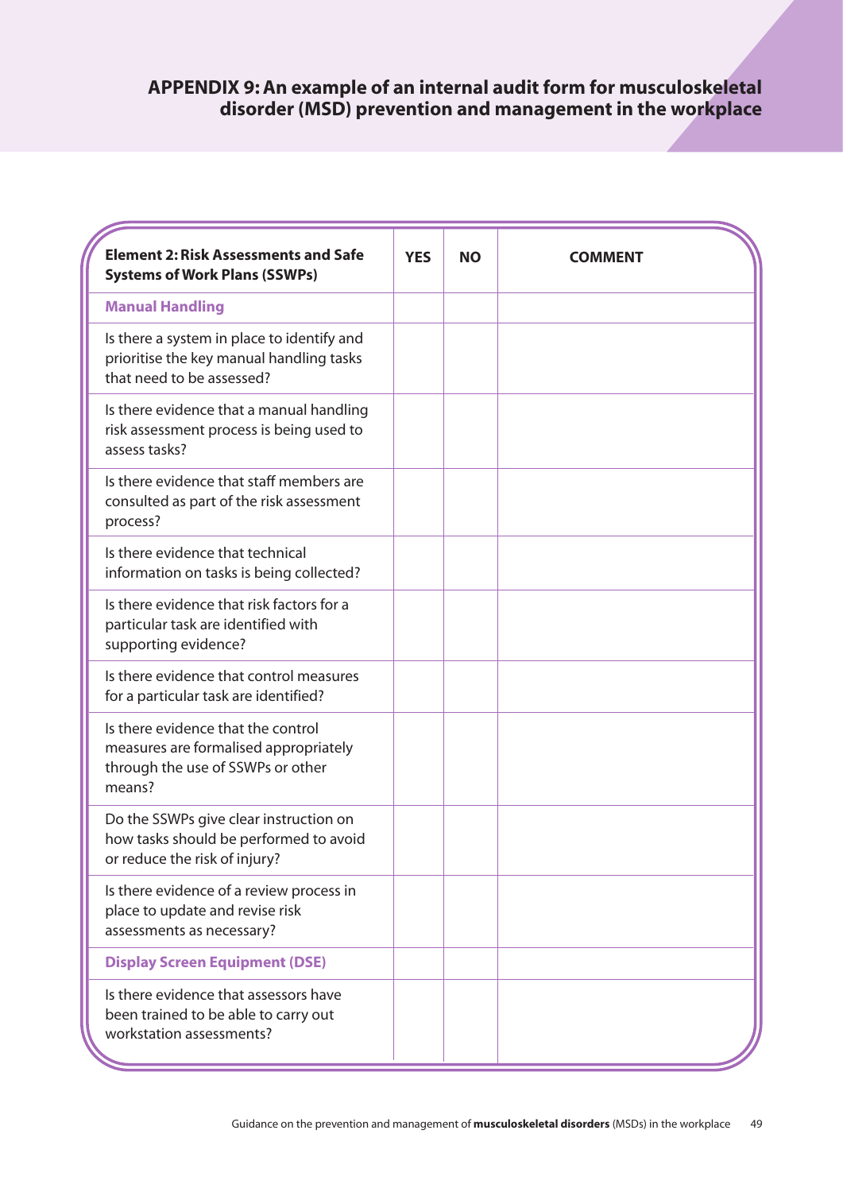## APPENDIX 9: An example of an internal audit form for musculoskeletal disorder (MSD) prevention and management in the workplace

| **Element 2: Risk Assessments and Safe Systems of Work Plans (SSWPs)** | **YES** | **NO** | **COMMENT** |
|---|---|---|---|
| **Manual Handling** | | | |
| Is there a system in place to identify and prioritise the key manual handling tasks that need to be assessed? | | | |
| Is there evidence that a manual handling risk assessment process is being used to assess tasks? | | | |
| Is there evidence that staff members are consulted as part of the risk assessment process? | | | |
| Is there evidence that technical information on tasks is being collected? | | | |
| Is there evidence that risk factors for a particular task are identified with supporting evidence? | | | |
| Is there evidence that control measures for a particular task are identified? | | | |
| Is there evidence that the control measures are formalised appropriately through the use of SSWPs or other means? | | | |
| Do the SSWPs give clear instruction on how tasks should be performed to avoid or reduce the risk of injury? | | | |
| Is there evidence of a review process in place to update and revise risk assessments as necessary? | | | |
| **Display Screen Equipment (DSE)** | | | |
| Is there evidence that assessors have been trained to be able to carry out workstation assessments? | | | |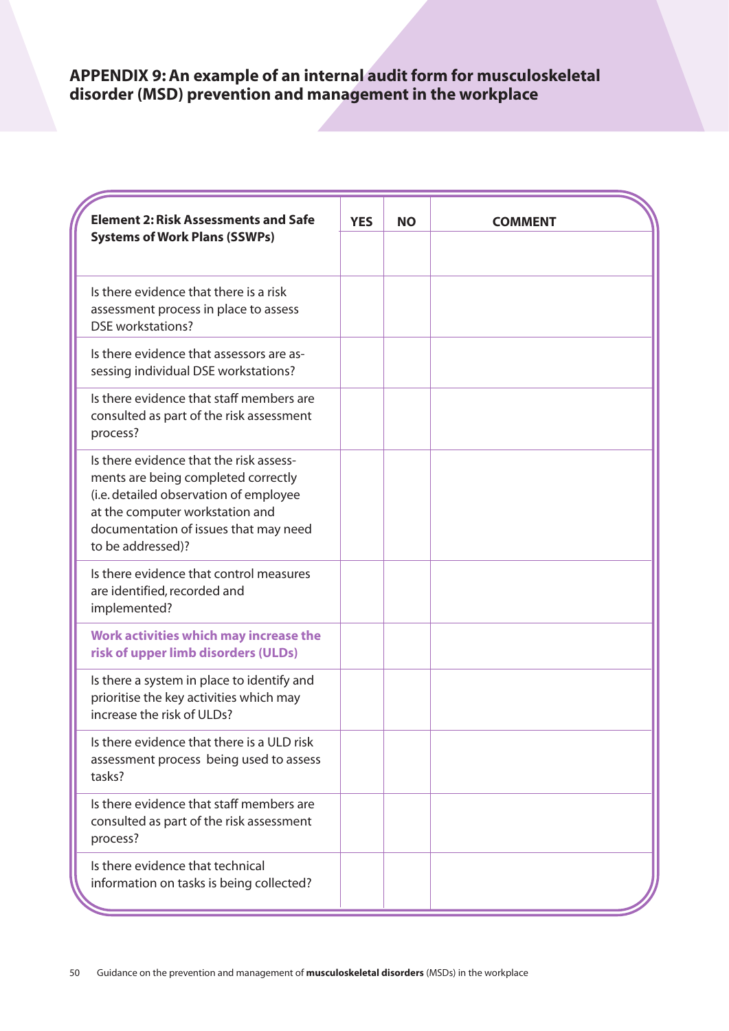## APPENDIX 9: An example of an internal audit form for musculoskeletal disorder (MSD) prevention and management in the workplace

| Element 2: Risk Assessments and Safe Systems of Work Plans (SSWPs) | YES | NO | COMMENT |
|---|---|---|---|
| Is there evidence that there is a risk assessment process in place to assess DSE workstations? | | | |
| Is there evidence that assessors are assessing individual DSE workstations? | | | |
| Is there evidence that staff members are consulted as part of the risk assessment process? | | | |
| Is there evidence that the risk assessments are being completed correctly (i.e. detailed observation of employee at the computer workstation and documentation of issues that may need to be addressed)? | | | |
| Is there evidence that control measures are identified, recorded and implemented? | | | |
| **Work activities which may increase the risk of upper limb disorders (ULDs)** | | | |
| Is there a system in place to identify and prioritise the key activities which may increase the risk of ULDs? | | | |
| Is there evidence that there is a ULD risk assessment process being used to assess tasks? | | | |
| Is there evidence that staff members are consulted as part of the risk assessment process? | | | |
| Is there evidence that technical information on tasks is being collected? | | | |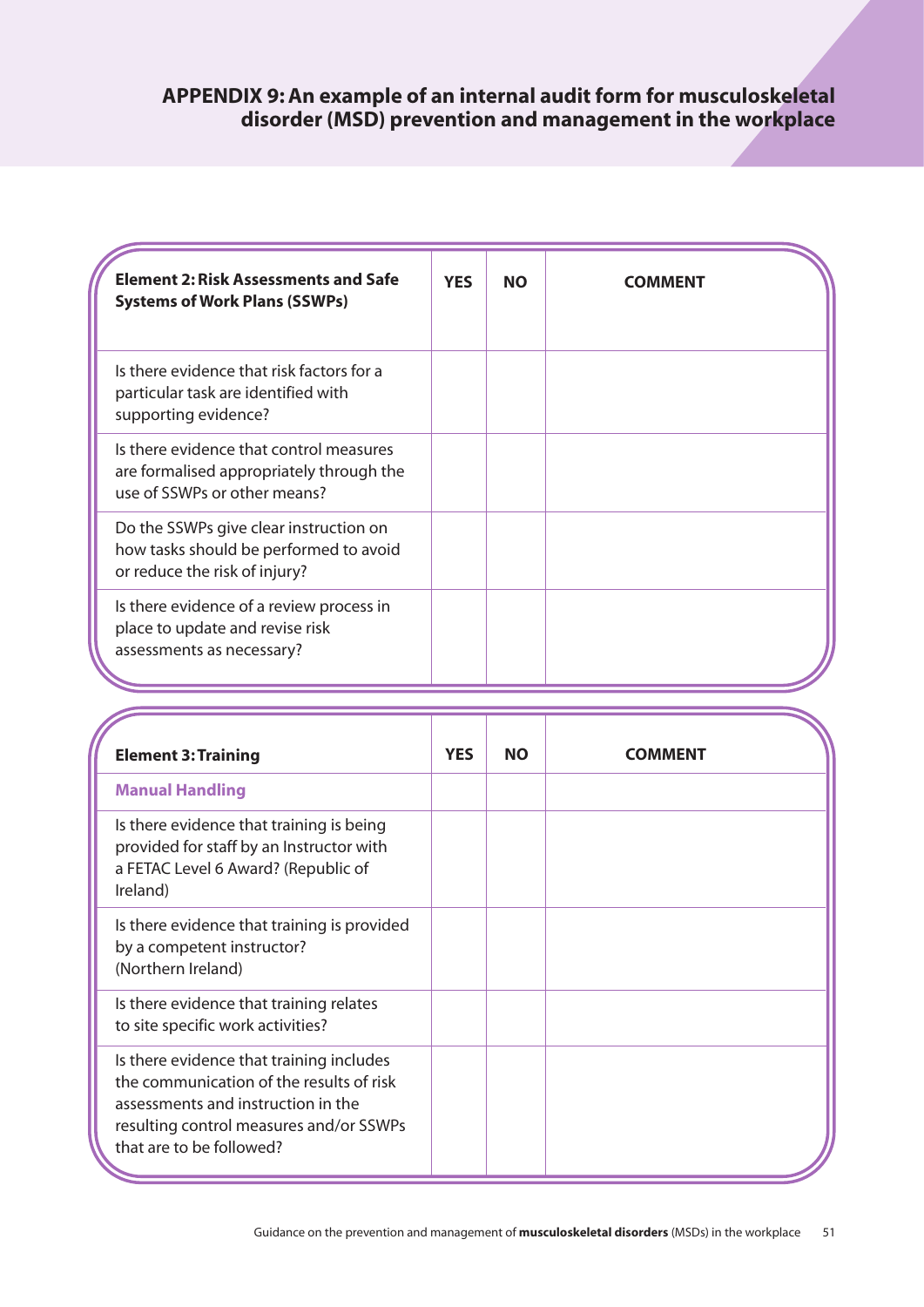## APPENDIX 9: An example of an internal audit form for musculoskeletal disorder (MSD) prevention and management in the workplace

| **Element 2: Risk Assessments and Safe Systems of Work Plans (SSWPs)** | **YES** | **NO** | **COMMENT** |
|---|---|---|---|
| Is there evidence that risk factors for a particular task are identified with supporting evidence? | | | |
| Is there evidence that control measures are formalised appropriately through the use of SSWPs or other means? | | | |
| Do the SSWPs give clear instruction on how tasks should be performed to avoid or reduce the risk of injury? | | | |
| Is there evidence of a review process in place to update and revise risk assessments as necessary? | | | |

| **Element 3: Training** | **YES** | **NO** | **COMMENT** |
|---|---|---|---|
| **Manual Handling** | | | |
| Is there evidence that training is being provided for staff by an Instructor with a FETAC Level 6 Award? (Republic of Ireland) | | | |
| Is there evidence that training is provided by a competent instructor? (Northern Ireland) | | | |
| Is there evidence that training relates to site specific work activities? | | | |
| Is there evidence that training includes the communication of the results of risk assessments and instruction in the resulting control measures and/or SSWPs that are to be followed? | | | |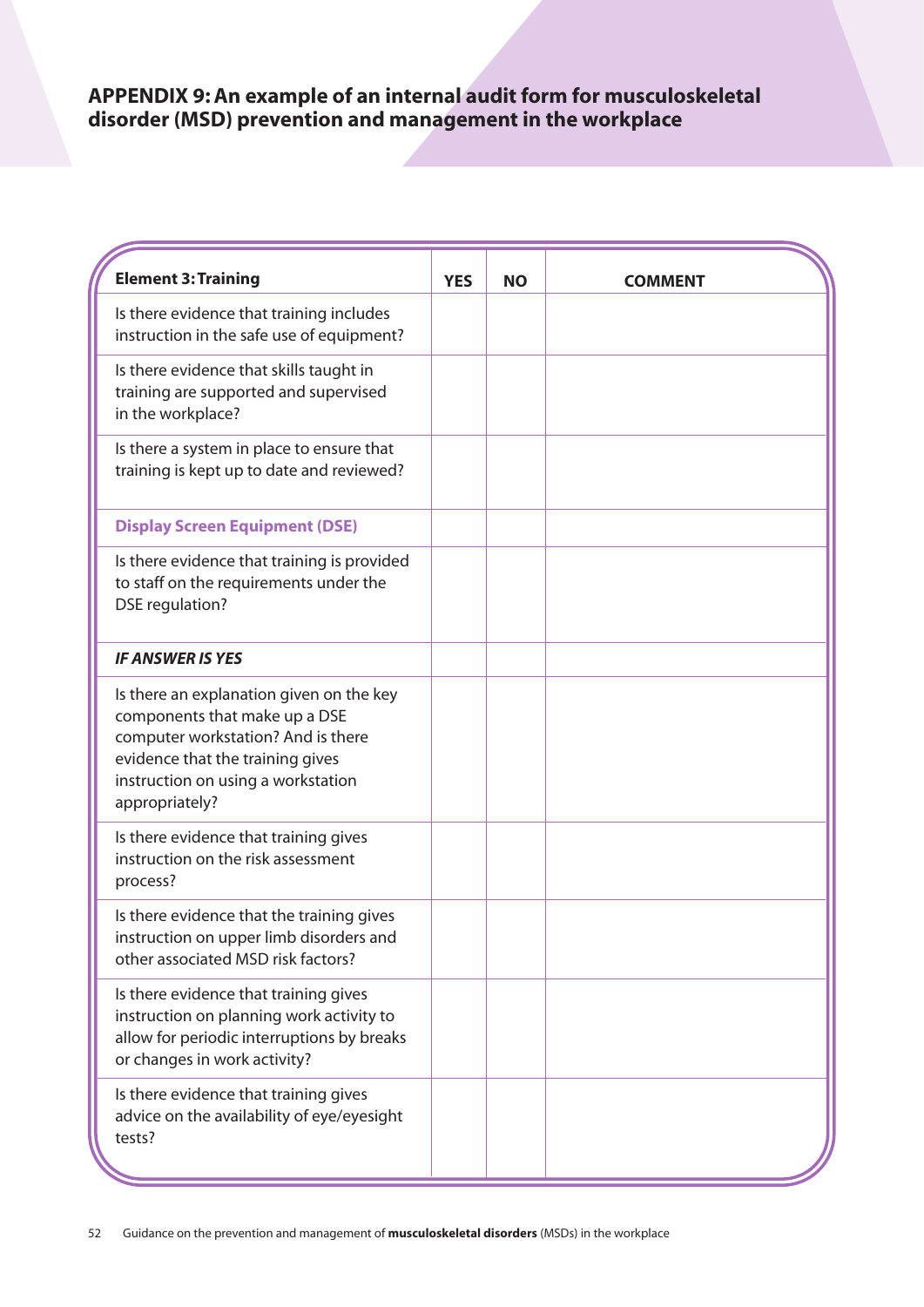## APPENDIX 9: An example of an internal audit form for musculoskeletal disorder (MSD) prevention and management in the workplace

| **Element 3: Training** | **YES** | **NO** | **COMMENT** |
|---|---|---|---|
| Is there evidence that training includes instruction in the safe use of equipment? | | | |
| Is there evidence that skills taught in training are supported and supervised in the workplace? | | | |
| Is there a system in place to ensure that training is kept up to date and reviewed? | | | |
| **Display Screen Equipment (DSE)** | | | |
| Is there evidence that training is provided to staff on the requirements under the DSE regulation? | | | |
| ***IF ANSWER IS YES*** | | | |
| Is there an explanation given on the key components that make up a DSE computer workstation? And is there evidence that the training gives instruction on using a workstation appropriately? | | | |
| Is there evidence that training gives instruction on the risk assessment process? | | | |
| Is there evidence that the training gives instruction on upper limb disorders and other associated MSD risk factors? | | | |
| Is there evidence that training gives instruction on planning work activity to allow for periodic interruptions by breaks or changes in work activity? | | | |
| Is there evidence that training gives advice on the availability of eye/eyesight tests? | | | |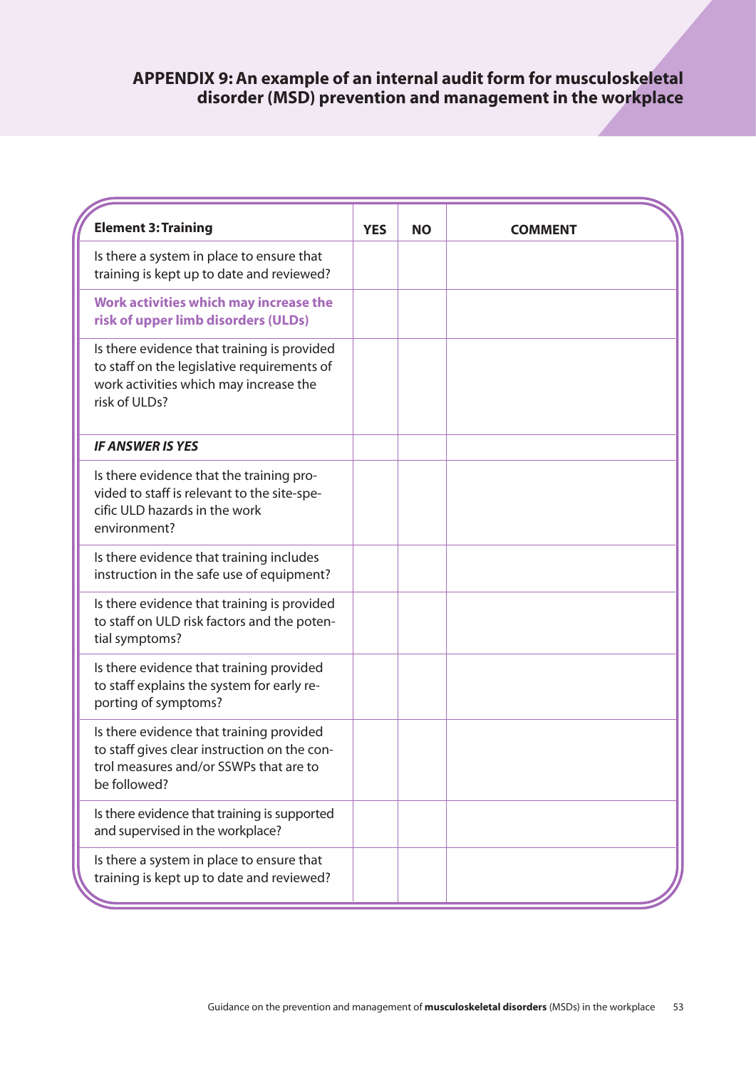## APPENDIX 9: An example of an internal audit form for musculoskeletal disorder (MSD) prevention and management in the workplace

| **Element 3: Training** | **YES** | **NO** | **COMMENT** |
|---|---|---|---|
| Is there a system in place to ensure that training is kept up to date and reviewed? | | | |
| **Work activities which may increase the risk of upper limb disorders (ULDs)** | | | |
| Is there evidence that training is provided to staff on the legislative requirements of work activities which may increase the risk of ULDs? | | | |
| ***IF ANSWER IS YES*** | | | |
| Is there evidence that the training provided to staff is relevant to the site-specific ULD hazards in the work environment? | | | |
| Is there evidence that training includes instruction in the safe use of equipment? | | | |
| Is there evidence that training is provided to staff on ULD risk factors and the potential symptoms? | | | |
| Is there evidence that training provided to staff explains the system for early reporting of symptoms? | | | |
| Is there evidence that training provided to staff gives clear instruction on the control measures and/or SSWPs that are to be followed? | | | |
| Is there evidence that training is supported and supervised in the workplace? | | | |
| Is there a system in place to ensure that training is kept up to date and reviewed? | | | |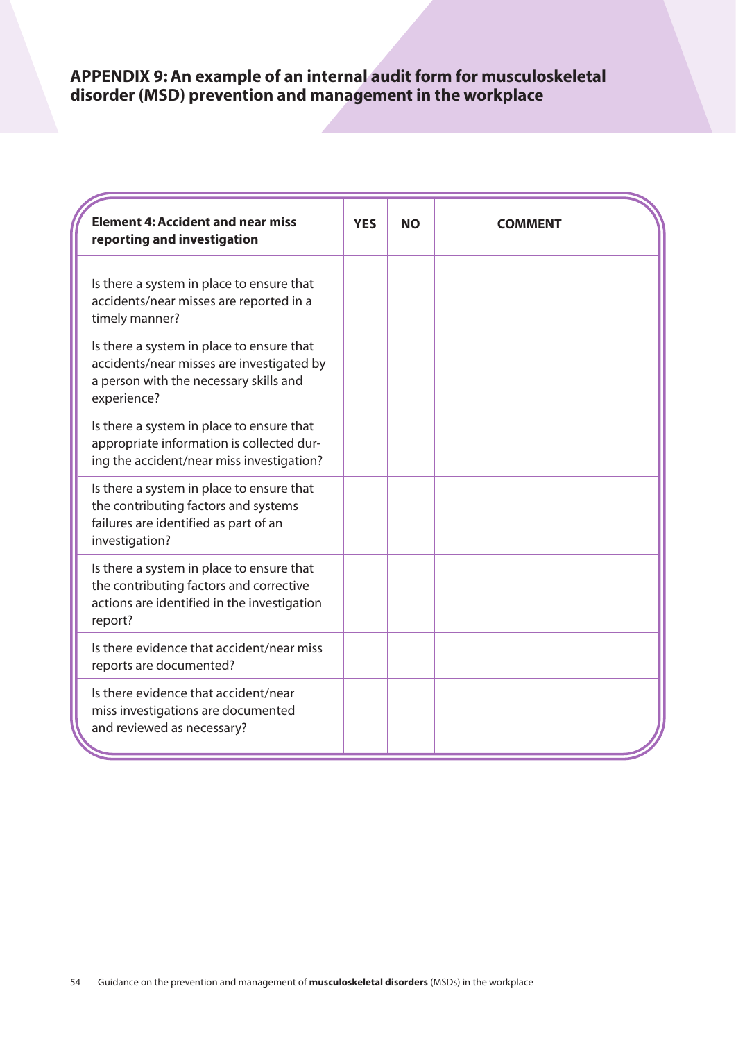## APPENDIX 9: An example of an internal audit form for musculoskeletal disorder (MSD) prevention and management in the workplace

| **Element 4: Accident and near miss reporting and investigation** | **YES** | **NO** | **COMMENT** |
|---|---|---|---|
| Is there a system in place to ensure that accidents/near misses are reported in a timely manner? | | | |
| Is there a system in place to ensure that accidents/near misses are investigated by a person with the necessary skills and experience? | | | |
| Is there a system in place to ensure that appropriate information is collected during the accident/near miss investigation? | | | |
| Is there a system in place to ensure that the contributing factors and systems failures are identified as part of an investigation? | | | |
| Is there a system in place to ensure that the contributing factors and corrective actions are identified in the investigation report? | | | |
| Is there evidence that accident/near miss reports are documented? | | | |
| Is there evidence that accident/near miss investigations are documented and reviewed as necessary? | | | |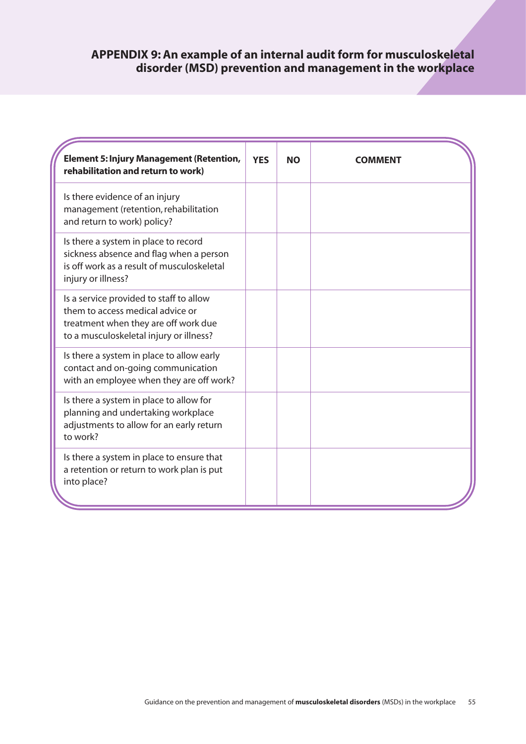# APPENDIX 9: An example of an internal audit form for musculoskeletal disorder (MSD) prevention and management in the workplace

| **Element 5: Injury Management (Retention, rehabilitation and return to work)** | **YES** | **NO** | **COMMENT** |
| --- | --- | --- | --- |
| Is there evidence of an injury management (retention, rehabilitation and return to work) policy? | | | |
| Is there a system in place to record sickness absence and flag when a person is off work as a result of musculoskeletal injury or illness? | | | |
| Is a service provided to staff to allow them to access medical advice or treatment when they are off work due to a musculoskeletal injury or illness? | | | |
| Is there a system in place to allow early contact and on-going communication with an employee when they are off work? | | | |
| Is there a system in place to allow for planning and undertaking workplace adjustments to allow for an early return to work? | | | |
| Is there a system in place to ensure that a retention or return to work plan is put into place? | | | |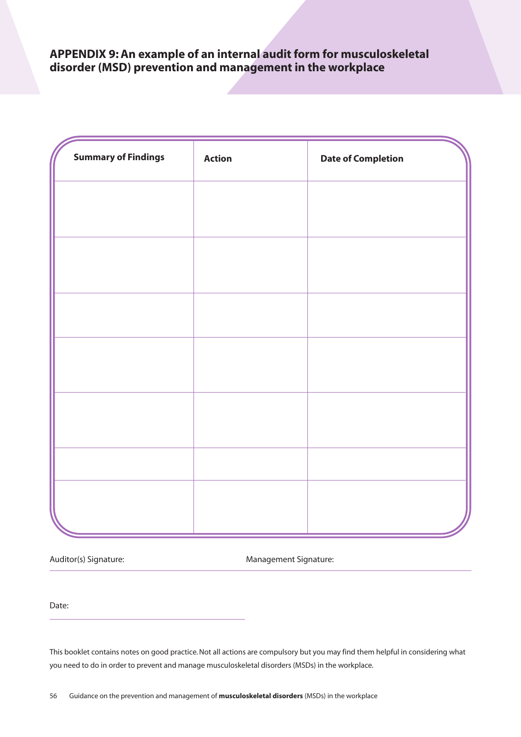## APPENDIX 9: An example of an internal audit form for musculoskeletal disorder (MSD) prevention and management in the workplace

| Summary of Findings | Action | Date of Completion |
| --- | --- | --- |
| | | |
| | | |
| | | |
| | | |
| | | |
| | | |
| | | |

Auditor(s) Signature: 

Management Signature:

Date:

This booklet contains notes on good practice. Not all actions are compulsory but you may find them helpful in considering what you need to do in order to prevent and manage musculoskeletal disorders (MSDs) in the workplace.